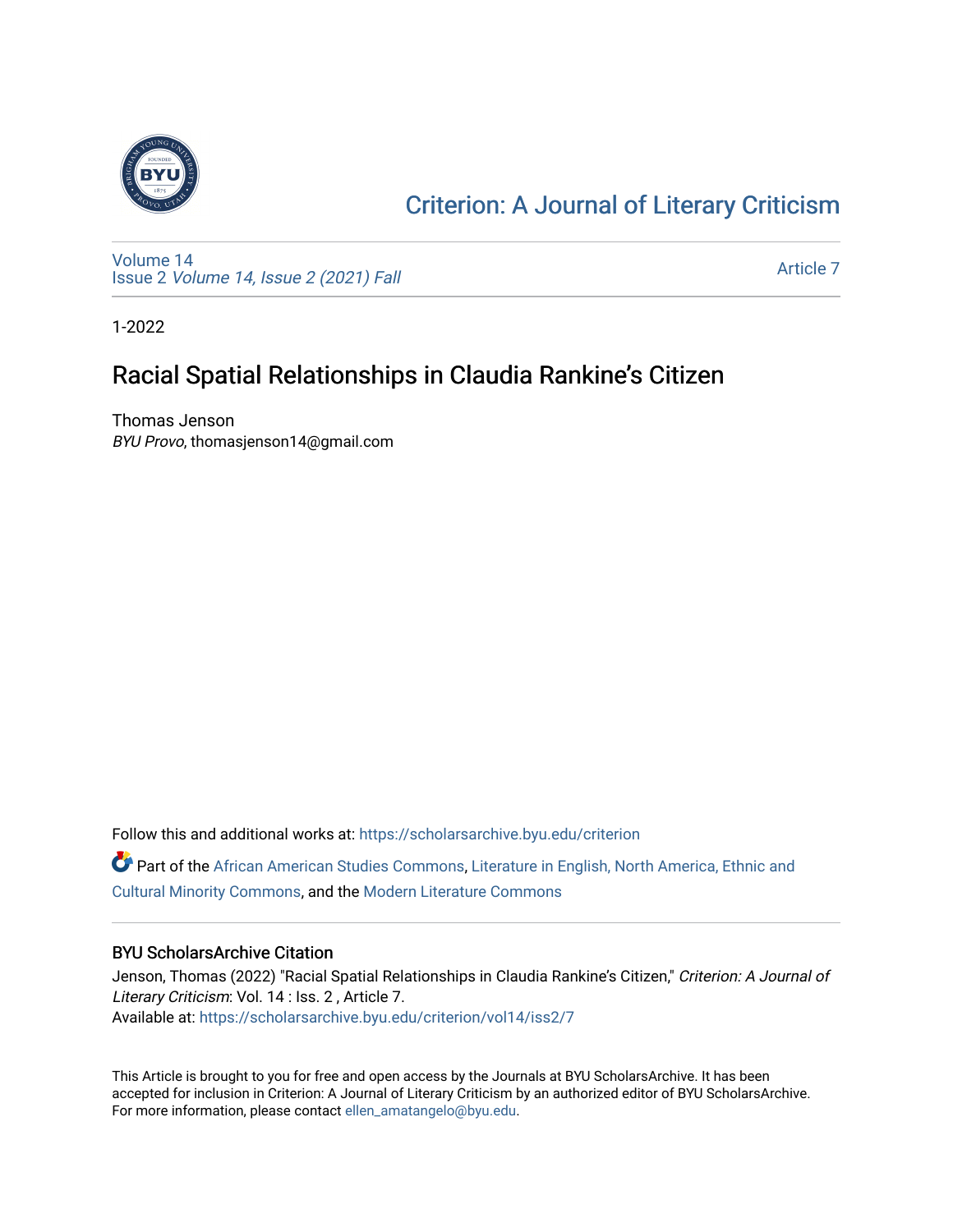# Criterion: A Journal of Literary Criticism

Volume 14
Issue 2 *Volume 14, Issue 2 (2021) Fall*

Article 7

1-2022

## Racial Spatial Relationships in Claudia Rankine's Citizen

Thomas Jenson
*BYU Provo*, thomasjenson14@gmail.com

Follow this and additional works at: https://scholarsarchive.byu.edu/criterion

Part of the African American Studies Commons, Literature in English, North America, Ethnic and Cultural Minority Commons, and the Modern Literature Commons

### BYU ScholarsArchive Citation

Jenson, Thomas (2022) "Racial Spatial Relationships in Claudia Rankine's Citizen," *Criterion: A Journal of Literary Criticism*: Vol. 14 : Iss. 2 , Article 7.
Available at: https://scholarsarchive.byu.edu/criterion/vol14/iss2/7

This Article is brought to you for free and open access by the Journals at BYU ScholarsArchive. It has been accepted for inclusion in Criterion: A Journal of Literary Criticism by an authorized editor of BYU ScholarsArchive. For more information, please contact ellen_amatangelo@byu.edu.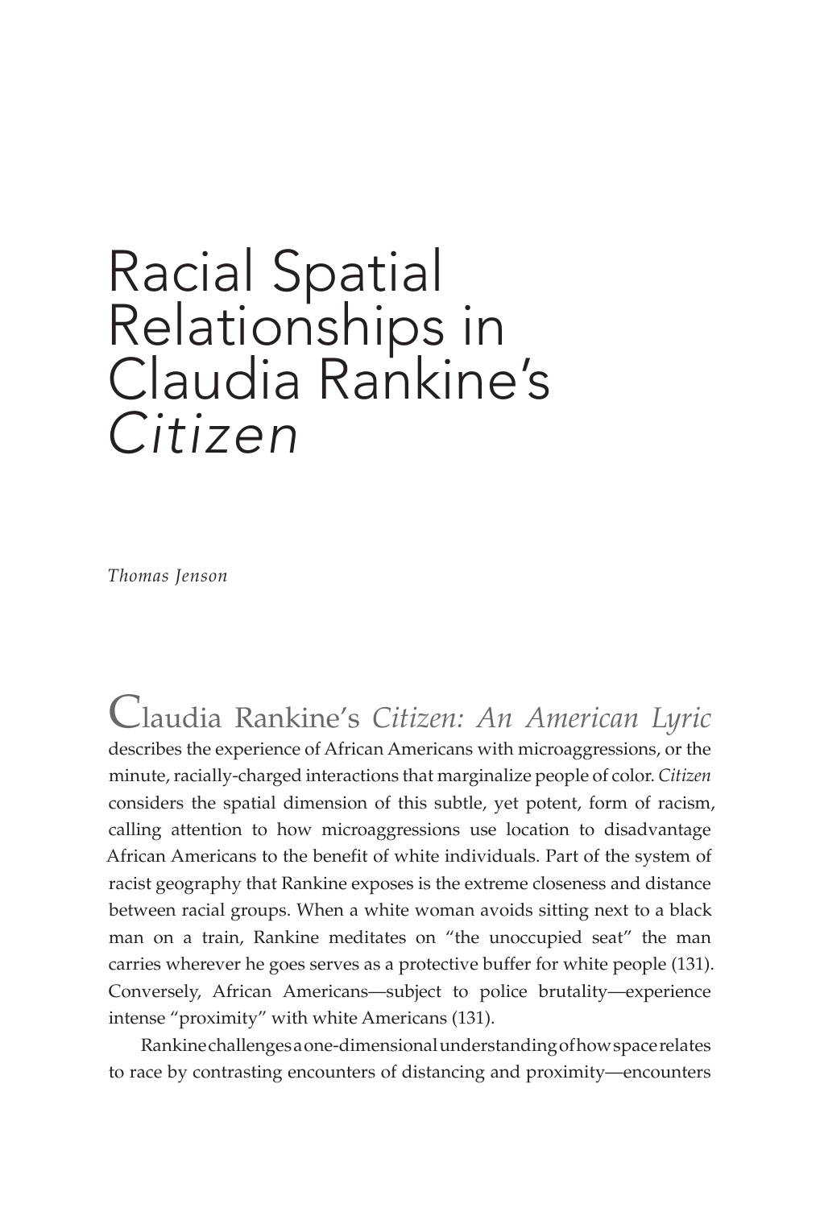# Racial Spatial Relationships in Claudia Rankine's *Citizen*

*Thomas Jenson*

Claudia Rankine's *Citizen: An American Lyric* describes the experience of African Americans with microaggressions, or the minute, racially-charged interactions that marginalize people of color. *Citizen* considers the spatial dimension of this subtle, yet potent, form of racism, calling attention to how microaggressions use location to disadvantage African Americans to the benefit of white individuals. Part of the system of racist geography that Rankine exposes is the extreme closeness and distance between racial groups. When a white woman avoids sitting next to a black man on a train, Rankine meditates on "the unoccupied seat" the man carries wherever he goes serves as a protective buffer for white people (131). Conversely, African Americans—subject to police brutality—experience intense "proximity" with white Americans (131).

Rankine challenges a one-dimensional understanding of how space relates to race by contrasting encounters of distancing and proximity—encounters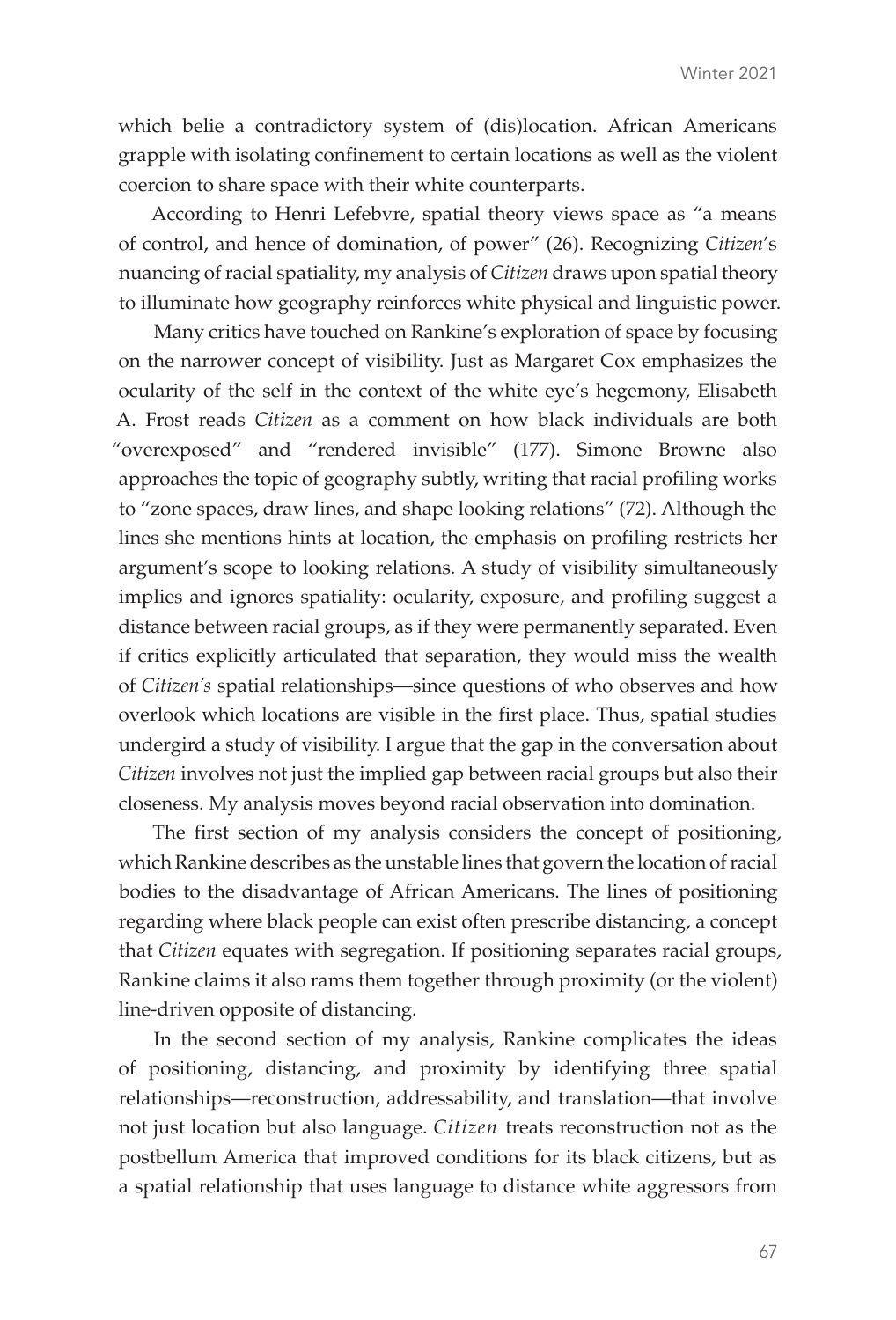which belie a contradictory system of (dis)location. African Americans grapple with isolating confinement to certain locations as well as the violent coercion to share space with their white counterparts.

According to Henri Lefebvre, spatial theory views space as "a means of control, and hence of domination, of power" (26). Recognizing *Citizen*'s nuancing of racial spatiality, my analysis of *Citizen* draws upon spatial theory to illuminate how geography reinforces white physical and linguistic power.

Many critics have touched on Rankine's exploration of space by focusing on the narrower concept of visibility. Just as Margaret Cox emphasizes the ocularity of the self in the context of the white eye's hegemony, Elisabeth A. Frost reads *Citizen* as a comment on how black individuals are both "overexposed" and "rendered invisible" (177). Simone Browne also approaches the topic of geography subtly, writing that racial profiling works to "zone spaces, draw lines, and shape looking relations" (72). Although the lines she mentions hints at location, the emphasis on profiling restricts her argument's scope to looking relations. A study of visibility simultaneously implies and ignores spatiality: ocularity, exposure, and profiling suggest a distance between racial groups, as if they were permanently separated. Even if critics explicitly articulated that separation, they would miss the wealth of *Citizen's* spatial relationships—since questions of who observes and how overlook which locations are visible in the first place. Thus, spatial studies undergird a study of visibility. I argue that the gap in the conversation about *Citizen* involves not just the implied gap between racial groups but also their closeness. My analysis moves beyond racial observation into domination.

The first section of my analysis considers the concept of positioning, which Rankine describes as the unstable lines that govern the location of racial bodies to the disadvantage of African Americans. The lines of positioning regarding where black people can exist often prescribe distancing, a concept that *Citizen* equates with segregation. If positioning separates racial groups, Rankine claims it also rams them together through proximity (or the violent) line-driven opposite of distancing.

In the second section of my analysis, Rankine complicates the ideas of positioning, distancing, and proximity by identifying three spatial relationships—reconstruction, addressability, and translation—that involve not just location but also language. *Citizen* treats reconstruction not as the postbellum America that improved conditions for its black citizens, but as a spatial relationship that uses language to distance white aggressors from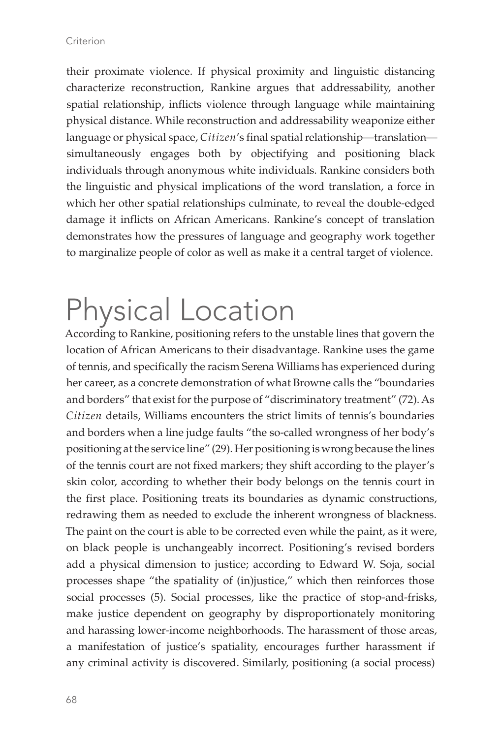their proximate violence. If physical proximity and linguistic distancing characterize reconstruction, Rankine argues that addressability, another spatial relationship, inflicts violence through language while maintaining physical distance. While reconstruction and addressability weaponize either language or physical space, *Citizen*'s final spatial relationship—translation—simultaneously engages both by objectifying and positioning black individuals through anonymous white individuals. Rankine considers both the linguistic and physical implications of the word translation, a force in which her other spatial relationships culminate, to reveal the double-edged damage it inflicts on African Americans. Rankine's concept of translation demonstrates how the pressures of language and geography work together to marginalize people of color as well as make it a central target of violence.

# Physical Location

According to Rankine, positioning refers to the unstable lines that govern the location of African Americans to their disadvantage. Rankine uses the game of tennis, and specifically the racism Serena Williams has experienced during her career, as a concrete demonstration of what Browne calls the "boundaries and borders" that exist for the purpose of "discriminatory treatment" (72). As *Citizen* details, Williams encounters the strict limits of tennis's boundaries and borders when a line judge faults "the so-called wrongness of her body's positioning at the service line" (29). Her positioning is wrong because the lines of the tennis court are not fixed markers; they shift according to the player's skin color, according to whether their body belongs on the tennis court in the first place. Positioning treats its boundaries as dynamic constructions, redrawing them as needed to exclude the inherent wrongness of blackness. The paint on the court is able to be corrected even while the paint, as it were, on black people is unchangeably incorrect. Positioning's revised borders add a physical dimension to justice; according to Edward W. Soja, social processes shape "the spatiality of (in)justice," which then reinforces those social processes (5). Social processes, like the practice of stop-and-frisks, make justice dependent on geography by disproportionately monitoring and harassing lower-income neighborhoods. The harassment of those areas, a manifestation of justice's spatiality, encourages further harassment if any criminal activity is discovered. Similarly, positioning (a social process)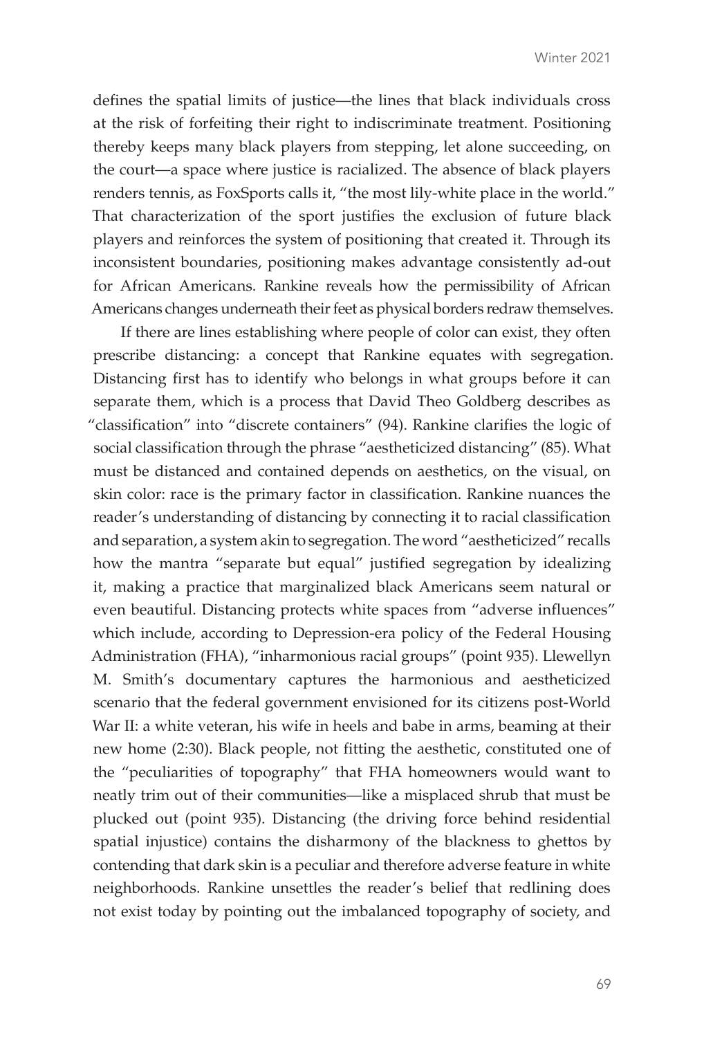defines the spatial limits of justice—the lines that black individuals cross at the risk of forfeiting their right to indiscriminate treatment. Positioning thereby keeps many black players from stepping, let alone succeeding, on the court—a space where justice is racialized. The absence of black players renders tennis, as FoxSports calls it, "the most lily-white place in the world." That characterization of the sport justifies the exclusion of future black players and reinforces the system of positioning that created it. Through its inconsistent boundaries, positioning makes advantage consistently ad-out for African Americans. Rankine reveals how the permissibility of African Americans changes underneath their feet as physical borders redraw themselves.

If there are lines establishing where people of color can exist, they often prescribe distancing: a concept that Rankine equates with segregation. Distancing first has to identify who belongs in what groups before it can separate them, which is a process that David Theo Goldberg describes as "classification" into "discrete containers" (94). Rankine clarifies the logic of social classification through the phrase "aestheticized distancing" (85). What must be distanced and contained depends on aesthetics, on the visual, on skin color: race is the primary factor in classification. Rankine nuances the reader's understanding of distancing by connecting it to racial classification and separation, a system akin to segregation. The word "aestheticized" recalls how the mantra "separate but equal" justified segregation by idealizing it, making a practice that marginalized black Americans seem natural or even beautiful. Distancing protects white spaces from "adverse influences" which include, according to Depression-era policy of the Federal Housing Administration (FHA), "inharmonious racial groups" (point 935). Llewellyn M. Smith's documentary captures the harmonious and aestheticized scenario that the federal government envisioned for its citizens post-World War II: a white veteran, his wife in heels and babe in arms, beaming at their new home (2:30). Black people, not fitting the aesthetic, constituted one of the "peculiarities of topography" that FHA homeowners would want to neatly trim out of their communities—like a misplaced shrub that must be plucked out (point 935). Distancing (the driving force behind residential spatial injustice) contains the disharmony of the blackness to ghettos by contending that dark skin is a peculiar and therefore adverse feature in white neighborhoods. Rankine unsettles the reader's belief that redlining does not exist today by pointing out the imbalanced topography of society, and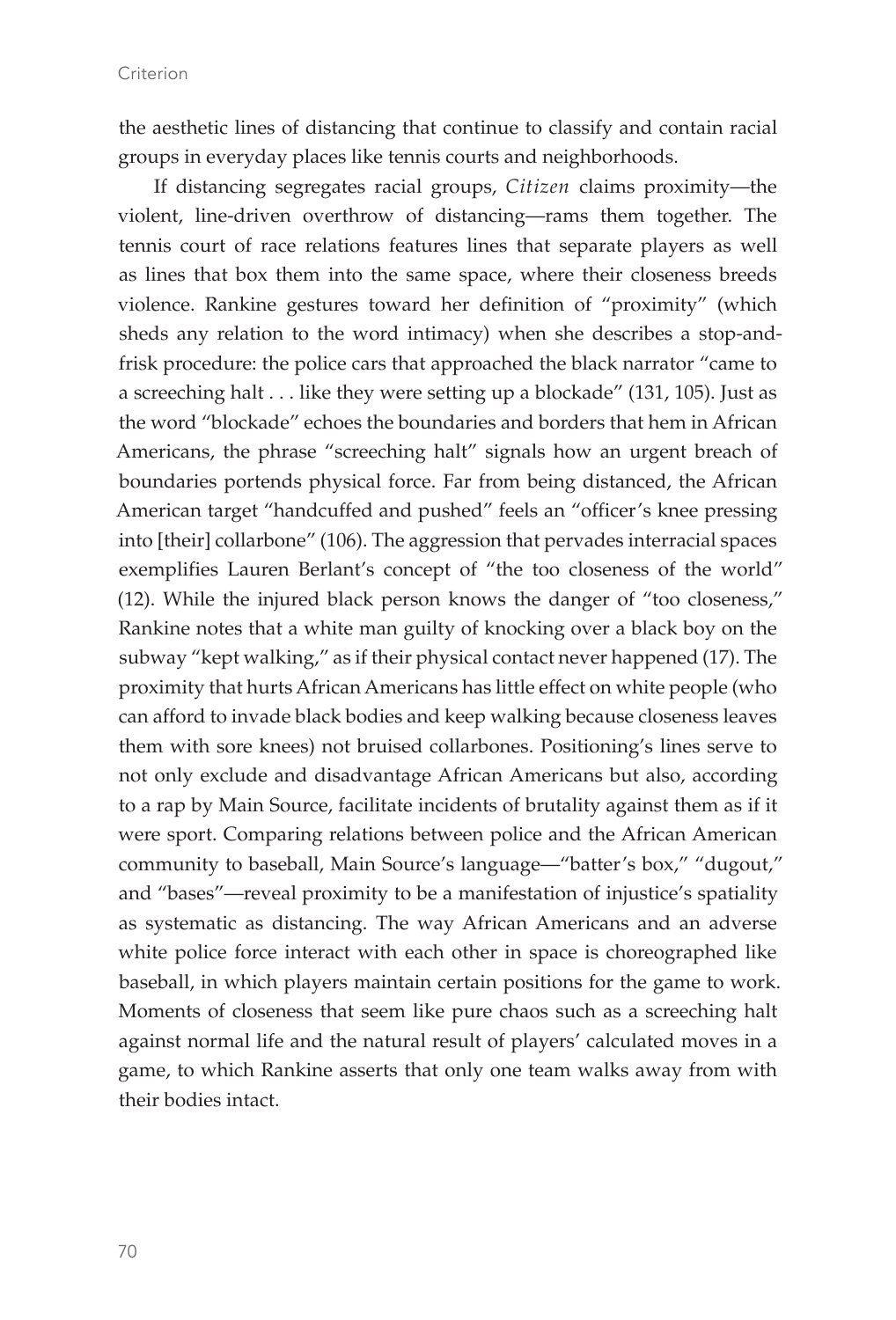the aesthetic lines of distancing that continue to classify and contain racial groups in everyday places like tennis courts and neighborhoods.

If distancing segregates racial groups, *Citizen* claims proximity—the violent, line-driven overthrow of distancing—rams them together. The tennis court of race relations features lines that separate players as well as lines that box them into the same space, where their closeness breeds violence. Rankine gestures toward her definition of "proximity" (which sheds any relation to the word intimacy) when she describes a stop-and-frisk procedure: the police cars that approached the black narrator "came to a screeching halt . . . like they were setting up a blockade" (131, 105). Just as the word "blockade" echoes the boundaries and borders that hem in African Americans, the phrase "screeching halt" signals how an urgent breach of boundaries portends physical force. Far from being distanced, the African American target "handcuffed and pushed" feels an "officer's knee pressing into [their] collarbone" (106). The aggression that pervades interracial spaces exemplifies Lauren Berlant's concept of "the too closeness of the world" (12). While the injured black person knows the danger of "too closeness," Rankine notes that a white man guilty of knocking over a black boy on the subway "kept walking," as if their physical contact never happened (17). The proximity that hurts African Americans has little effect on white people (who can afford to invade black bodies and keep walking because closeness leaves them with sore knees) not bruised collarbones. Positioning's lines serve to not only exclude and disadvantage African Americans but also, according to a rap by Main Source, facilitate incidents of brutality against them as if it were sport. Comparing relations between police and the African American community to baseball, Main Source's language—"batter's box," "dugout," and "bases"—reveal proximity to be a manifestation of injustice's spatiality as systematic as distancing. The way African Americans and an adverse white police force interact with each other in space is choreographed like baseball, in which players maintain certain positions for the game to work. Moments of closeness that seem like pure chaos such as a screeching halt against normal life and the natural result of players' calculated moves in a game, to which Rankine asserts that only one team walks away from with their bodies intact.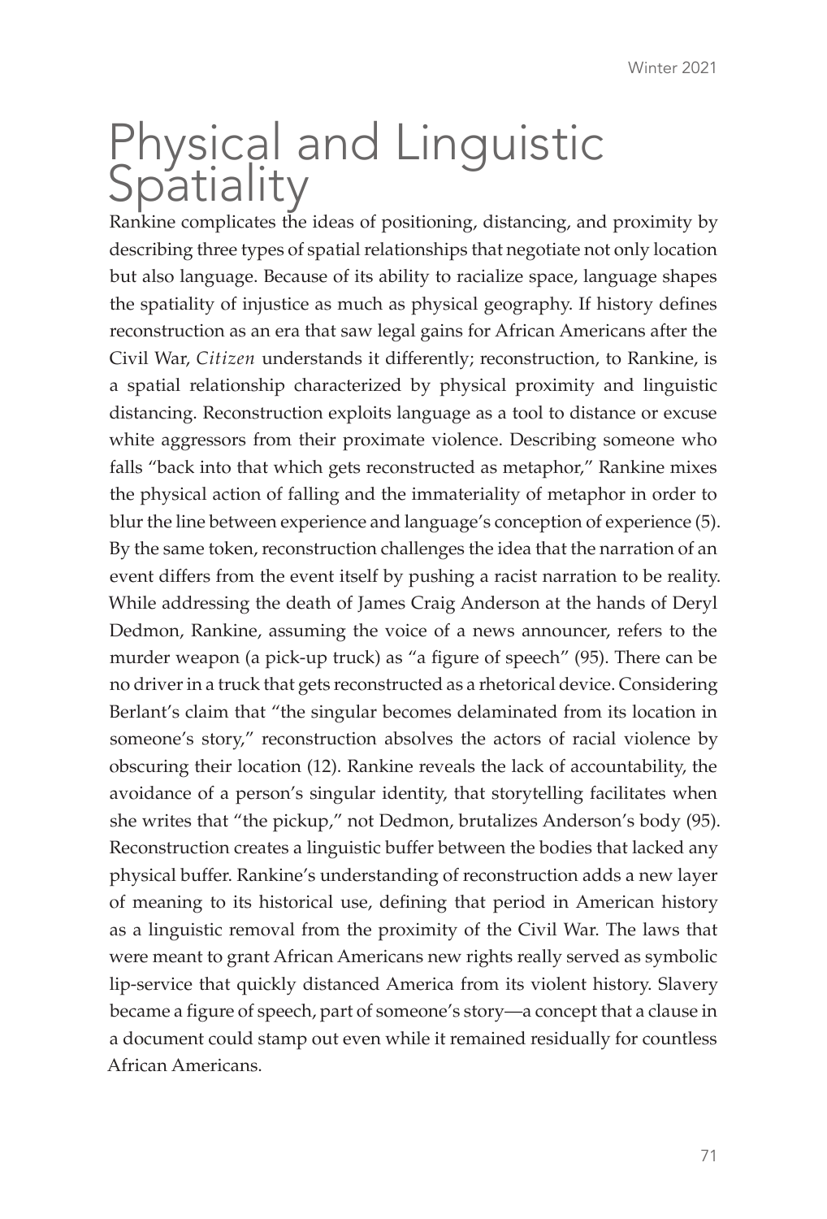# Physical and Linguistic Spatiality

Rankine complicates the ideas of positioning, distancing, and proximity by describing three types of spatial relationships that negotiate not only location but also language. Because of its ability to racialize space, language shapes the spatiality of injustice as much as physical geography. If history defines reconstruction as an era that saw legal gains for African Americans after the Civil War, *Citizen* understands it differently; reconstruction, to Rankine, is a spatial relationship characterized by physical proximity and linguistic distancing. Reconstruction exploits language as a tool to distance or excuse white aggressors from their proximate violence. Describing someone who falls "back into that which gets reconstructed as metaphor," Rankine mixes the physical action of falling and the immateriality of metaphor in order to blur the line between experience and language's conception of experience (5). By the same token, reconstruction challenges the idea that the narration of an event differs from the event itself by pushing a racist narration to be reality. While addressing the death of James Craig Anderson at the hands of Deryl Dedmon, Rankine, assuming the voice of a news announcer, refers to the murder weapon (a pick-up truck) as "a figure of speech" (95). There can be no driver in a truck that gets reconstructed as a rhetorical device. Considering Berlant's claim that "the singular becomes delaminated from its location in someone's story," reconstruction absolves the actors of racial violence by obscuring their location (12). Rankine reveals the lack of accountability, the avoidance of a person's singular identity, that storytelling facilitates when she writes that "the pickup," not Dedmon, brutalizes Anderson's body (95). Reconstruction creates a linguistic buffer between the bodies that lacked any physical buffer. Rankine's understanding of reconstruction adds a new layer of meaning to its historical use, defining that period in American history as a linguistic removal from the proximity of the Civil War. The laws that were meant to grant African Americans new rights really served as symbolic lip-service that quickly distanced America from its violent history. Slavery became a figure of speech, part of someone's story—a concept that a clause in a document could stamp out even while it remained residually for countless African Americans.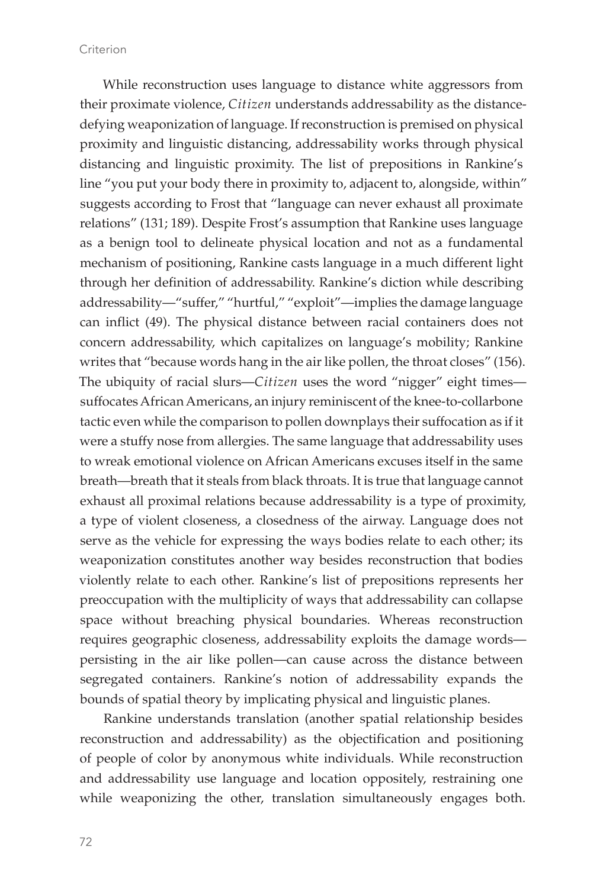While reconstruction uses language to distance white aggressors from their proximate violence, *Citizen* understands addressability as the distance-defying weaponization of language. If reconstruction is premised on physical proximity and linguistic distancing, addressability works through physical distancing and linguistic proximity. The list of prepositions in Rankine's line "you put your body there in proximity to, adjacent to, alongside, within" suggests according to Frost that "language can never exhaust all proximate relations" (131; 189). Despite Frost's assumption that Rankine uses language as a benign tool to delineate physical location and not as a fundamental mechanism of positioning, Rankine casts language in a much different light through her definition of addressability. Rankine's diction while describing addressability—"suffer," "hurtful," "exploit"—implies the damage language can inflict (49). The physical distance between racial containers does not concern addressability, which capitalizes on language's mobility; Rankine writes that "because words hang in the air like pollen, the throat closes" (156). The ubiquity of racial slurs—*Citizen* uses the word "nigger" eight times—suffocates African Americans, an injury reminiscent of the knee-to-collarbone tactic even while the comparison to pollen downplays their suffocation as if it were a stuffy nose from allergies. The same language that addressability uses to wreak emotional violence on African Americans excuses itself in the same breath—breath that it steals from black throats. It is true that language cannot exhaust all proximal relations because addressability is a type of proximity, a type of violent closeness, a closedness of the airway. Language does not serve as the vehicle for expressing the ways bodies relate to each other; its weaponization constitutes another way besides reconstruction that bodies violently relate to each other. Rankine's list of prepositions represents her preoccupation with the multiplicity of ways that addressability can collapse space without breaching physical boundaries. Whereas reconstruction requires geographic closeness, addressability exploits the damage words—persisting in the air like pollen—can cause across the distance between segregated containers. Rankine's notion of addressability expands the bounds of spatial theory by implicating physical and linguistic planes.

Rankine understands translation (another spatial relationship besides reconstruction and addressability) as the objectification and positioning of people of color by anonymous white individuals. While reconstruction and addressability use language and location oppositely, restraining one while weaponizing the other, translation simultaneously engages both.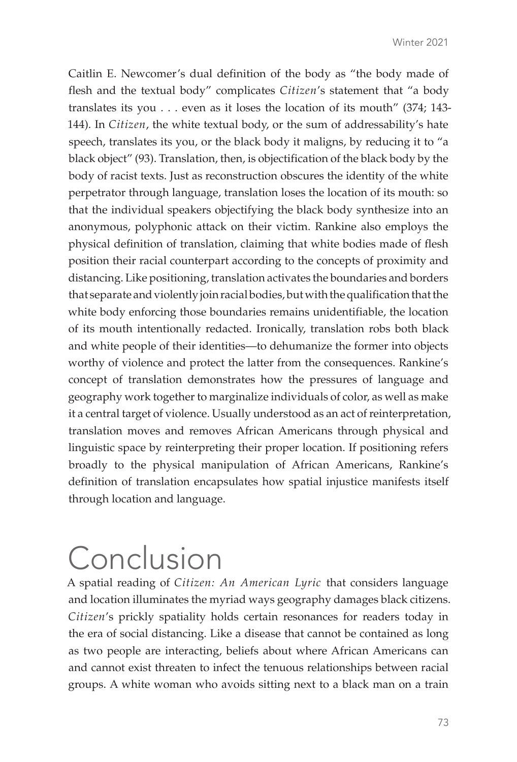Caitlin E. Newcomer's dual definition of the body as "the body made of flesh and the textual body" complicates *Citizen*'s statement that "a body translates its you . . . even as it loses the location of its mouth" (374; 143-144). In *Citizen*, the white textual body, or the sum of addressability's hate speech, translates its you, or the black body it maligns, by reducing it to "a black object" (93). Translation, then, is objectification of the black body by the body of racist texts. Just as reconstruction obscures the identity of the white perpetrator through language, translation loses the location of its mouth: so that the individual speakers objectifying the black body synthesize into an anonymous, polyphonic attack on their victim. Rankine also employs the physical definition of translation, claiming that white bodies made of flesh position their racial counterpart according to the concepts of proximity and distancing. Like positioning, translation activates the boundaries and borders that separate and violently join racial bodies, but with the qualification that the white body enforcing those boundaries remains unidentifiable, the location of its mouth intentionally redacted. Ironically, translation robs both black and white people of their identities—to dehumanize the former into objects worthy of violence and protect the latter from the consequences. Rankine's concept of translation demonstrates how the pressures of language and geography work together to marginalize individuals of color, as well as make it a central target of violence. Usually understood as an act of reinterpretation, translation moves and removes African Americans through physical and linguistic space by reinterpreting their proper location. If positioning refers broadly to the physical manipulation of African Americans, Rankine's definition of translation encapsulates how spatial injustice manifests itself through location and language.

# Conclusion

A spatial reading of *Citizen: An American Lyric* that considers language and location illuminates the myriad ways geography damages black citizens. *Citizen*'s prickly spatiality holds certain resonances for readers today in the era of social distancing. Like a disease that cannot be contained as long as two people are interacting, beliefs about where African Americans can and cannot exist threaten to infect the tenuous relationships between racial groups. A white woman who avoids sitting next to a black man on a train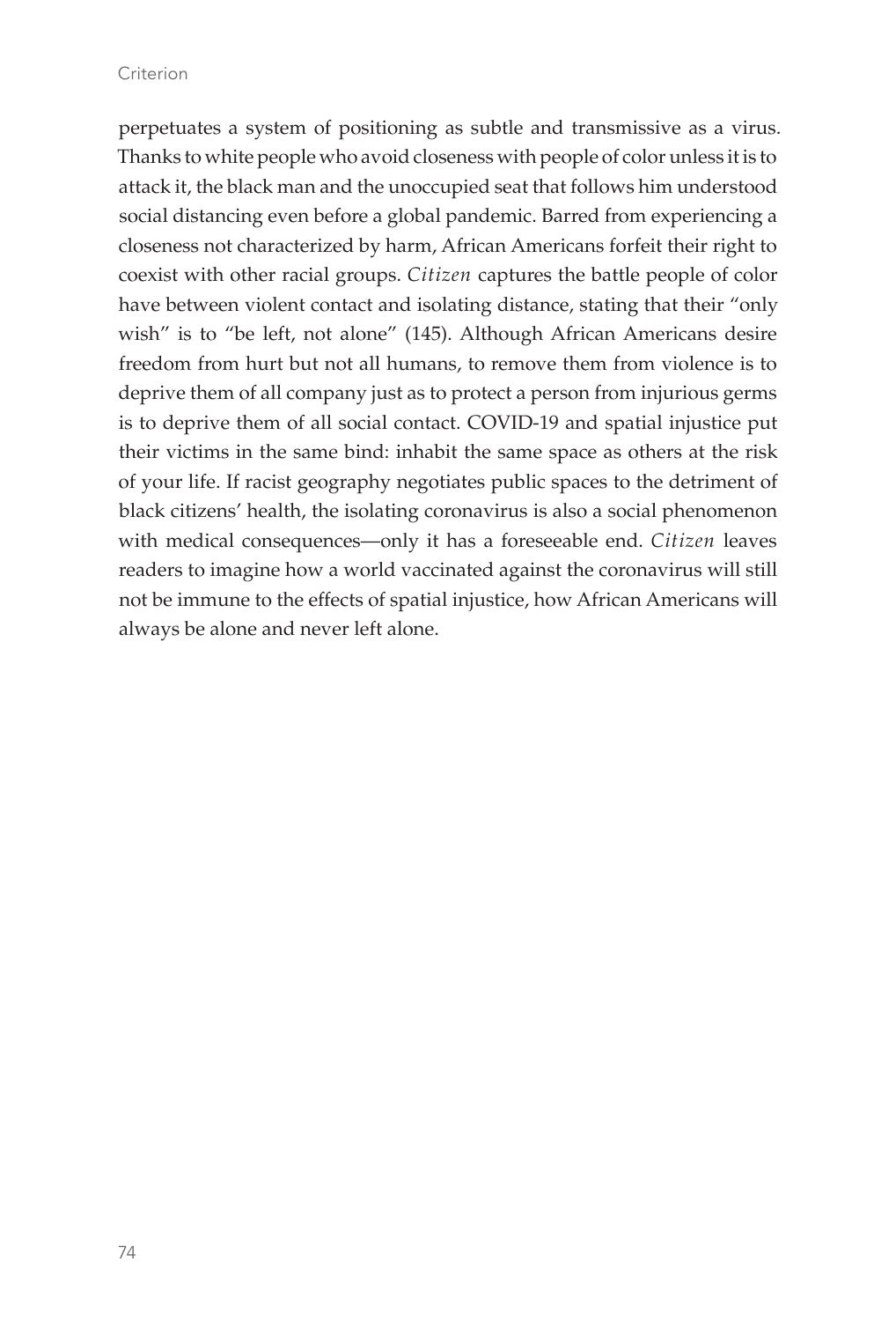perpetuates a system of positioning as subtle and transmissive as a virus. Thanks to white people who avoid closeness with people of color unless it is to attack it, the black man and the unoccupied seat that follows him understood social distancing even before a global pandemic. Barred from experiencing a closeness not characterized by harm, African Americans forfeit their right to coexist with other racial groups. *Citizen* captures the battle people of color have between violent contact and isolating distance, stating that their "only wish" is to "be left, not alone" (145). Although African Americans desire freedom from hurt but not all humans, to remove them from violence is to deprive them of all company just as to protect a person from injurious germs is to deprive them of all social contact. COVID-19 and spatial injustice put their victims in the same bind: inhabit the same space as others at the risk of your life. If racist geography negotiates public spaces to the detriment of black citizens' health, the isolating coronavirus is also a social phenomenon with medical consequences—only it has a foreseeable end. *Citizen* leaves readers to imagine how a world vaccinated against the coronavirus will still not be immune to the effects of spatial injustice, how African Americans will always be alone and never left alone.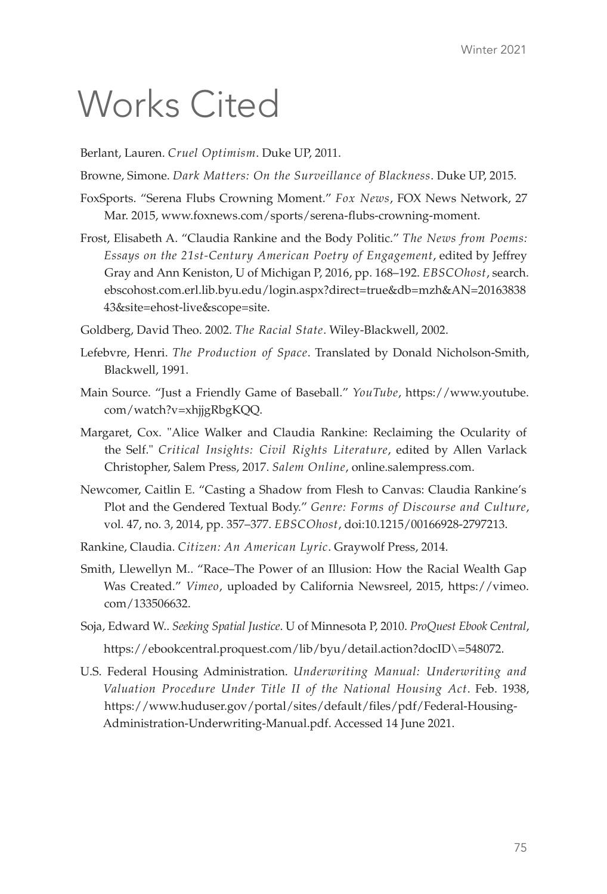# Works Cited

Berlant, Lauren. *Cruel Optimism*. Duke UP, 2011.

Browne, Simone. *Dark Matters: On the Surveillance of Blackness*. Duke UP, 2015.

FoxSports. "Serena Flubs Crowning Moment." *Fox News*, FOX News Network, 27 Mar. 2015, www.foxnews.com/sports/serena-flubs-crowning-moment.

Frost, Elisabeth A. "Claudia Rankine and the Body Politic." *The News from Poems: Essays on the 21st-Century American Poetry of Engagement*, edited by Jeffrey Gray and Ann Keniston, U of Michigan P, 2016, pp. 168–192. *EBSCOhost*, search.ebscohost.com.erl.lib.byu.edu/login.aspx?direct=true&db=mzh&AN=2016383843&site=ehost-live&scope=site.

Goldberg, David Theo. 2002. *The Racial State*. Wiley-Blackwell, 2002.

Lefebvre, Henri. *The Production of Space*. Translated by Donald Nicholson-Smith, Blackwell, 1991.

Main Source. "Just a Friendly Game of Baseball." *YouTube*, https://www.youtube.com/watch?v=xhjjgRbgKQQ.

Margaret, Cox. "Alice Walker and Claudia Rankine: Reclaiming the Ocularity of the Self." *Critical Insights: Civil Rights Literature*, edited by Allen Varlack Christopher, Salem Press, 2017. *Salem Online*, online.salempress.com.

Newcomer, Caitlin E. "Casting a Shadow from Flesh to Canvas: Claudia Rankine's Plot and the Gendered Textual Body." *Genre: Forms of Discourse and Culture*, vol. 47, no. 3, 2014, pp. 357–377. *EBSCOhost*, doi:10.1215/00166928-2797213.

Rankine, Claudia. *Citizen: An American Lyric*. Graywolf Press, 2014.

Smith, Llewellyn M.. "Race–The Power of an Illusion: How the Racial Wealth Gap Was Created." *Vimeo*, uploaded by California Newsreel, 2015, https://vimeo.com/133506632.

Soja, Edward W.. *Seeking Spatial Justice*. U of Minnesota P, 2010. *ProQuest Ebook Central*, https://ebookcentral.proquest.com/lib/byu/detail.action?docID\=548072.

U.S. Federal Housing Administration. *Underwriting Manual: Underwriting and Valuation Procedure Under Title II of the National Housing Act*. Feb. 1938, https://www.huduser.gov/portal/sites/default/files/pdf/Federal-Housing-Administration-Underwriting-Manual.pdf. Accessed 14 June 2021.